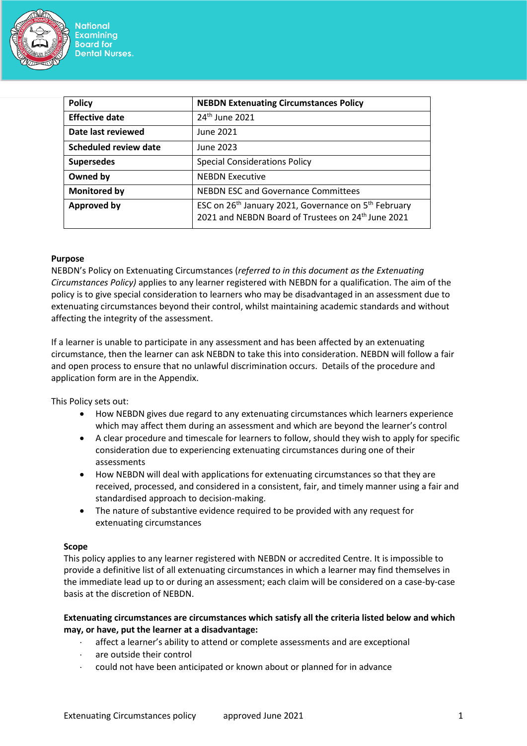| Policy | NEBDN Extenuating Circumstances Policy |
|---|---|
| Effective date | 24th June 2021 |
| Date last reviewed | June 2021 |
| Scheduled review date | June 2023 |
| Supersedes | Special Considerations Policy |
| Owned by | NEBDN Executive |
| Monitored by | NEBDN ESC and Governance Committees |
| Approved by | ESC on 26th January 2021, Governance on 5th February 2021 and NEBDN Board of Trustees on 24th June 2021 |

**Purpose**

NEBDN's Policy on Extenuating Circumstances (*referred to in this document as the Extenuating Circumstances Policy)* applies to any learner registered with NEBDN for a qualification. The aim of the policy is to give special consideration to learners who may be disadvantaged in an assessment due to extenuating circumstances beyond their control, whilst maintaining academic standards and without affecting the integrity of the assessment.

If a learner is unable to participate in any assessment and has been affected by an extenuating circumstance, then the learner can ask NEBDN to take this into consideration. NEBDN will follow a fair and open process to ensure that no unlawful discrimination occurs. Details of the procedure and application form are in the Appendix.

This Policy sets out:

- How NEBDN gives due regard to any extenuating circumstances which learners experience which may affect them during an assessment and which are beyond the learner's control
- A clear procedure and timescale for learners to follow, should they wish to apply for specific consideration due to experiencing extenuating circumstances during one of their assessments
- How NEBDN will deal with applications for extenuating circumstances so that they are received, processed, and considered in a consistent, fair, and timely manner using a fair and standardised approach to decision-making.
- The nature of substantive evidence required to be provided with any request for extenuating circumstances

**Scope**

This policy applies to any learner registered with NEBDN or accredited Centre. It is impossible to provide a definitive list of all extenuating circumstances in which a learner may find themselves in the immediate lead up to or during an assessment; each claim will be considered on a case-by-case basis at the discretion of NEBDN.

**Extenuating circumstances are circumstances which satisfy all the criteria listed below and which may, or have, put the learner at a disadvantage:**

- affect a learner's ability to attend or complete assessments and are exceptional
- are outside their control
- could not have been anticipated or known about or planned for in advance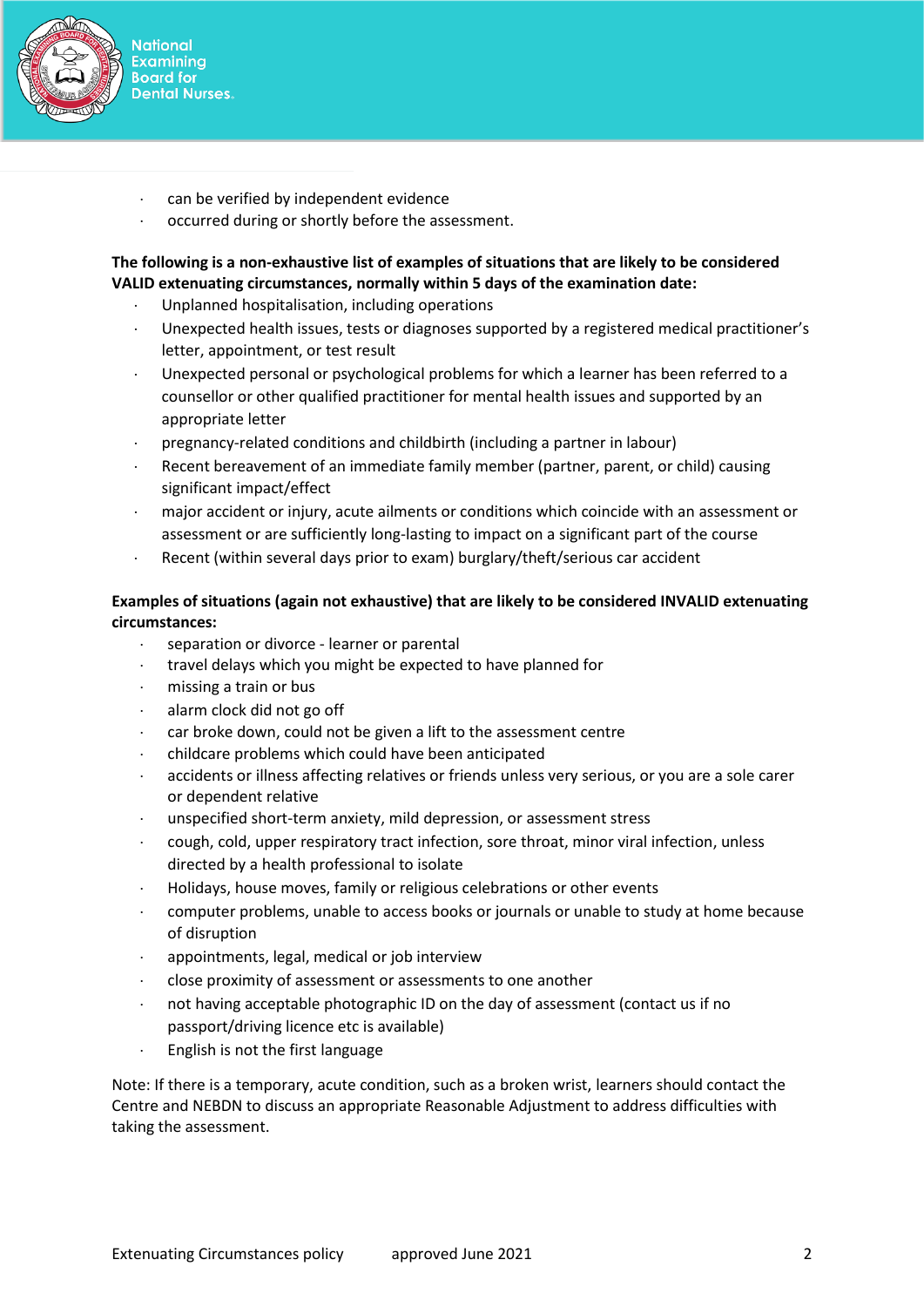- can be verified by independent evidence
- occurred during or shortly before the assessment.

**The following is a non-exhaustive list of examples of situations that are likely to be considered VALID extenuating circumstances, normally within 5 days of the examination date:**

- Unplanned hospitalisation, including operations
- Unexpected health issues, tests or diagnoses supported by a registered medical practitioner's letter, appointment, or test result
- Unexpected personal or psychological problems for which a learner has been referred to a counsellor or other qualified practitioner for mental health issues and supported by an appropriate letter
- pregnancy-related conditions and childbirth (including a partner in labour)
- Recent bereavement of an immediate family member (partner, parent, or child) causing significant impact/effect
- major accident or injury, acute ailments or conditions which coincide with an assessment or assessment or are sufficiently long-lasting to impact on a significant part of the course
- Recent (within several days prior to exam) burglary/theft/serious car accident

**Examples of situations (again not exhaustive) that are likely to be considered INVALID extenuating circumstances:**

- separation or divorce - learner or parental
- travel delays which you might be expected to have planned for
- missing a train or bus
- alarm clock did not go off
- car broke down, could not be given a lift to the assessment centre
- childcare problems which could have been anticipated
- accidents or illness affecting relatives or friends unless very serious, or you are a sole carer or dependent relative
- unspecified short-term anxiety, mild depression, or assessment stress
- cough, cold, upper respiratory tract infection, sore throat, minor viral infection, unless directed by a health professional to isolate
- Holidays, house moves, family or religious celebrations or other events
- computer problems, unable to access books or journals or unable to study at home because of disruption
- appointments, legal, medical or job interview
- close proximity of assessment or assessments to one another
- not having acceptable photographic ID on the day of assessment (contact us if no passport/driving licence etc is available)
- English is not the first language

Note: If there is a temporary, acute condition, such as a broken wrist, learners should contact the Centre and NEBDN to discuss an appropriate Reasonable Adjustment to address difficulties with taking the assessment.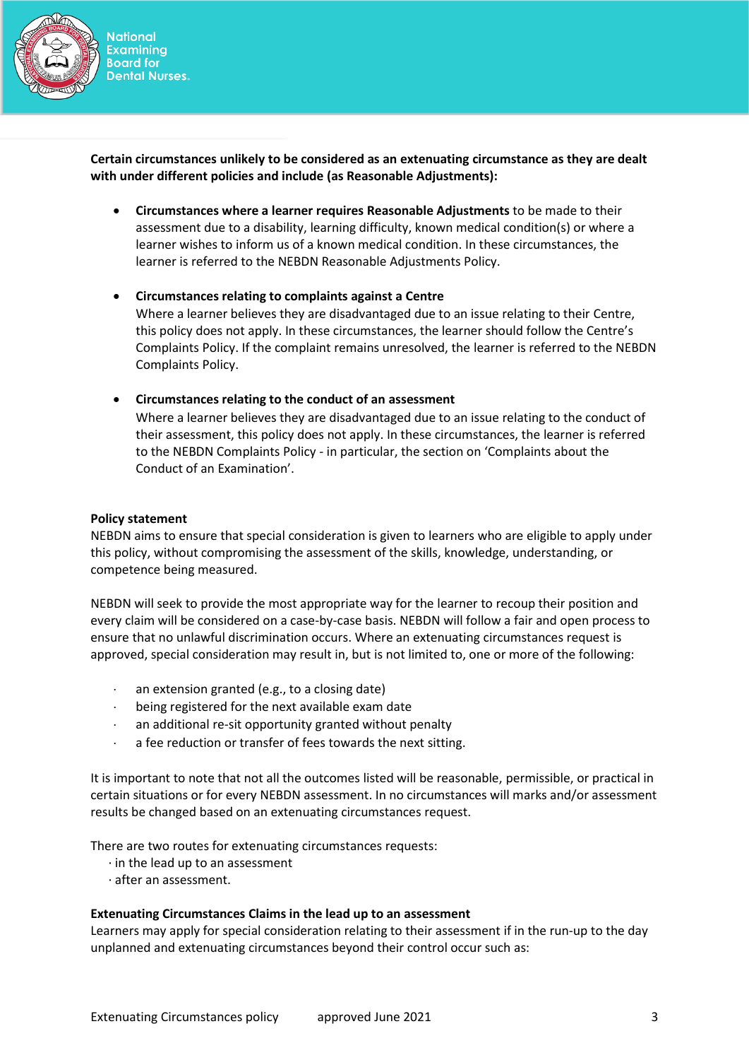**Certain circumstances unlikely to be considered as an extenuating circumstance as they are dealt with under different policies and include (as Reasonable Adjustments):**

- **Circumstances where a learner requires Reasonable Adjustments** to be made to their assessment due to a disability, learning difficulty, known medical condition(s) or where a learner wishes to inform us of a known medical condition. In these circumstances, the learner is referred to the NEBDN Reasonable Adjustments Policy.

- **Circumstances relating to complaints against a Centre**
  Where a learner believes they are disadvantaged due to an issue relating to their Centre, this policy does not apply. In these circumstances, the learner should follow the Centre's Complaints Policy. If the complaint remains unresolved, the learner is referred to the NEBDN Complaints Policy.

- **Circumstances relating to the conduct of an assessment**
  Where a learner believes they are disadvantaged due to an issue relating to the conduct of their assessment, this policy does not apply. In these circumstances, the learner is referred to the NEBDN Complaints Policy - in particular, the section on 'Complaints about the Conduct of an Examination'.

**Policy statement**
NEBDN aims to ensure that special consideration is given to learners who are eligible to apply under this policy, without compromising the assessment of the skills, knowledge, understanding, or competence being measured.

NEBDN will seek to provide the most appropriate way for the learner to recoup their position and every claim will be considered on a case-by-case basis. NEBDN will follow a fair and open process to ensure that no unlawful discrimination occurs. Where an extenuating circumstances request is approved, special consideration may result in, but is not limited to, one or more of the following:

- an extension granted (e.g., to a closing date)
- being registered for the next available exam date
- an additional re-sit opportunity granted without penalty
- a fee reduction or transfer of fees towards the next sitting.

It is important to note that not all the outcomes listed will be reasonable, permissible, or practical in certain situations or for every NEBDN assessment. In no circumstances will marks and/or assessment results be changed based on an extenuating circumstances request.

There are two routes for extenuating circumstances requests:
- in the lead up to an assessment
- after an assessment.

**Extenuating Circumstances Claims in the lead up to an assessment**
Learners may apply for special consideration relating to their assessment if in the run-up to the day unplanned and extenuating circumstances beyond their control occur such as: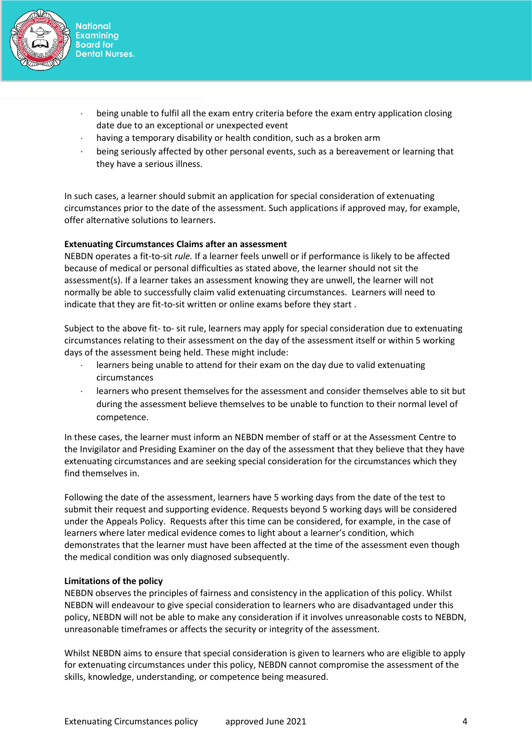- being unable to fulfil all the exam entry criteria before the exam entry application closing date due to an exceptional or unexpected event
- having a temporary disability or health condition, such as a broken arm
- being seriously affected by other personal events, such as a bereavement or learning that they have a serious illness.

In such cases, a learner should submit an application for special consideration of extenuating circumstances prior to the date of the assessment. Such applications if approved may, for example, offer alternative solutions to learners.

**Extenuating Circumstances Claims after an assessment**

NEBDN operates a fit-to-sit *rule.* If a learner feels unwell or if performance is likely to be affected because of medical or personal difficulties as stated above, the learner should not sit the assessment(s). If a learner takes an assessment knowing they are unwell, the learner will not normally be able to successfully claim valid extenuating circumstances. Learners will need to indicate that they are fit-to-sit written or online exams before they start .

Subject to the above fit- to- sit rule, learners may apply for special consideration due to extenuating circumstances relating to their assessment on the day of the assessment itself or within 5 working days of the assessment being held. These might include:

- learners being unable to attend for their exam on the day due to valid extenuating circumstances
- learners who present themselves for the assessment and consider themselves able to sit but during the assessment believe themselves to be unable to function to their normal level of competence.

In these cases, the learner must inform an NEBDN member of staff or at the Assessment Centre to the Invigilator and Presiding Examiner on the day of the assessment that they believe that they have extenuating circumstances and are seeking special consideration for the circumstances which they find themselves in.

Following the date of the assessment, learners have 5 working days from the date of the test to submit their request and supporting evidence. Requests beyond 5 working days will be considered under the Appeals Policy. Requests after this time can be considered, for example, in the case of learners where later medical evidence comes to light about a learner's condition, which demonstrates that the learner must have been affected at the time of the assessment even though the medical condition was only diagnosed subsequently.

**Limitations of the policy**

NEBDN observes the principles of fairness and consistency in the application of this policy. Whilst NEBDN will endeavour to give special consideration to learners who are disadvantaged under this policy, NEBDN will not be able to make any consideration if it involves unreasonable costs to NEBDN, unreasonable timeframes or affects the security or integrity of the assessment.

Whilst NEBDN aims to ensure that special consideration is given to learners who are eligible to apply for extenuating circumstances under this policy, NEBDN cannot compromise the assessment of the skills, knowledge, understanding, or competence being measured.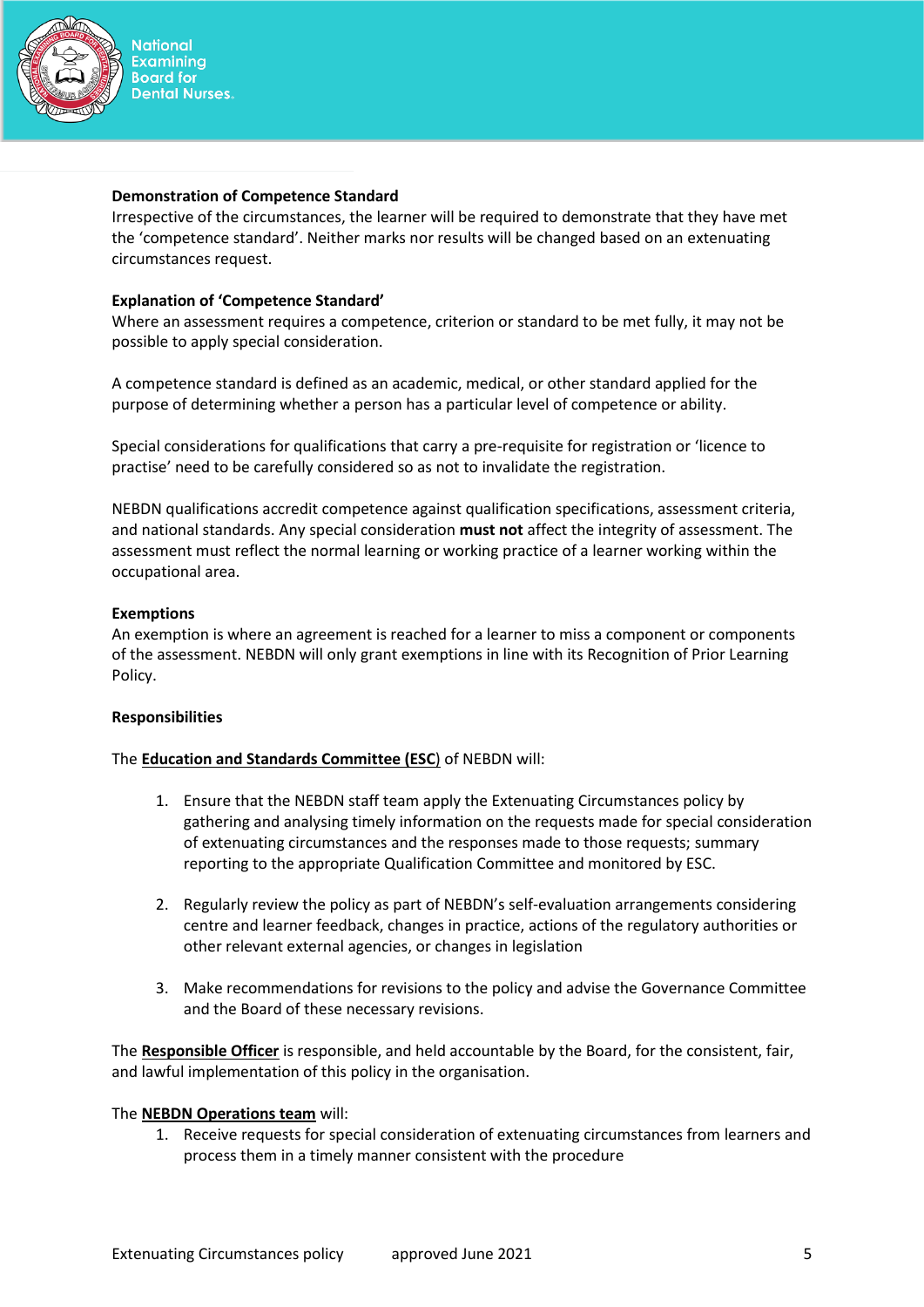**Demonstration of Competence Standard**
Irrespective of the circumstances, the learner will be required to demonstrate that they have met the 'competence standard'. Neither marks nor results will be changed based on an extenuating circumstances request.

**Explanation of 'Competence Standard'**
Where an assessment requires a competence, criterion or standard to be met fully, it may not be possible to apply special consideration.

A competence standard is defined as an academic, medical, or other standard applied for the purpose of determining whether a person has a particular level of competence or ability.

Special considerations for qualifications that carry a pre-requisite for registration or 'licence to practise' need to be carefully considered so as not to invalidate the registration.

NEBDN qualifications accredit competence against qualification specifications, assessment criteria, and national standards. Any special consideration **must not** affect the integrity of assessment. The assessment must reflect the normal learning or working practice of a learner working within the occupational area.

**Exemptions**
An exemption is where an agreement is reached for a learner to miss a component or components of the assessment. NEBDN will only grant exemptions in line with its Recognition of Prior Learning Policy.

**Responsibilities**

The **Education and Standards Committee (ESC)** of NEBDN will:

1. Ensure that the NEBDN staff team apply the Extenuating Circumstances policy by gathering and analysing timely information on the requests made for special consideration of extenuating circumstances and the responses made to those requests; summary reporting to the appropriate Qualification Committee and monitored by ESC.

2. Regularly review the policy as part of NEBDN's self-evaluation arrangements considering centre and learner feedback, changes in practice, actions of the regulatory authorities or other relevant external agencies, or changes in legislation

3. Make recommendations for revisions to the policy and advise the Governance Committee and the Board of these necessary revisions.

The **Responsible Officer** is responsible, and held accountable by the Board, for the consistent, fair, and lawful implementation of this policy in the organisation.

The **NEBDN Operations team** will:

1. Receive requests for special consideration of extenuating circumstances from learners and process them in a timely manner consistent with the procedure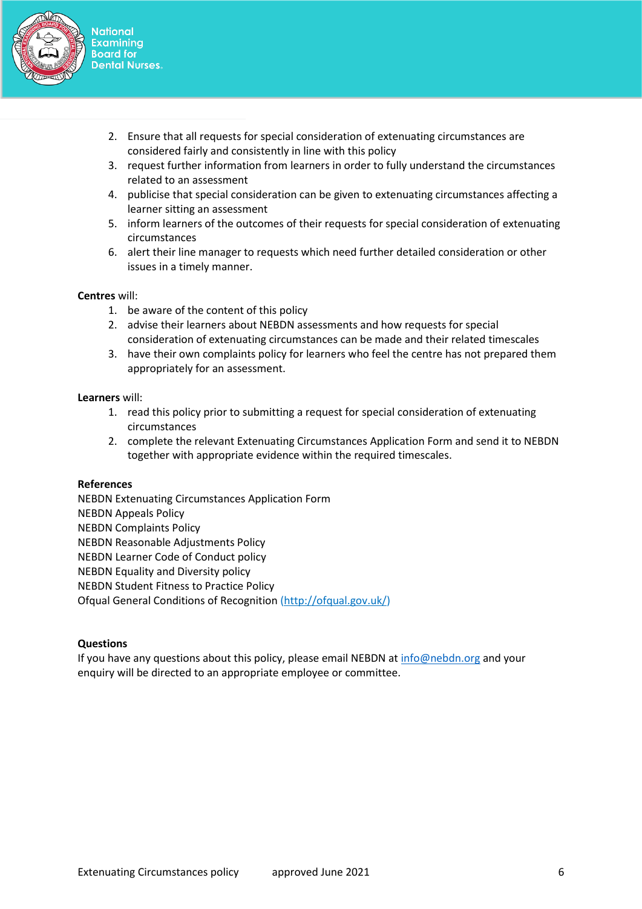2. Ensure that all requests for special consideration of extenuating circumstances are considered fairly and consistently in line with this policy
3. request further information from learners in order to fully understand the circumstances related to an assessment
4. publicise that special consideration can be given to extenuating circumstances affecting a learner sitting an assessment
5. inform learners of the outcomes of their requests for special consideration of extenuating circumstances
6. alert their line manager to requests which need further detailed consideration or other issues in a timely manner.

**Centres** will:

1. be aware of the content of this policy
2. advise their learners about NEBDN assessments and how requests for special consideration of extenuating circumstances can be made and their related timescales
3. have their own complaints policy for learners who feel the centre has not prepared them appropriately for an assessment.

**Learners** will:

1. read this policy prior to submitting a request for special consideration of extenuating circumstances
2. complete the relevant Extenuating Circumstances Application Form and send it to NEBDN together with appropriate evidence within the required timescales.

**References**

NEBDN Extenuating Circumstances Application Form
NEBDN Appeals Policy
NEBDN Complaints Policy
NEBDN Reasonable Adjustments Policy
NEBDN Learner Code of Conduct policy
NEBDN Equality and Diversity policy
NEBDN Student Fitness to Practice Policy
Ofqual General Conditions of Recognition (http://ofqual.gov.uk/)

**Questions**

If you have any questions about this policy, please email NEBDN at info@nebdn.org and your enquiry will be directed to an appropriate employee or committee.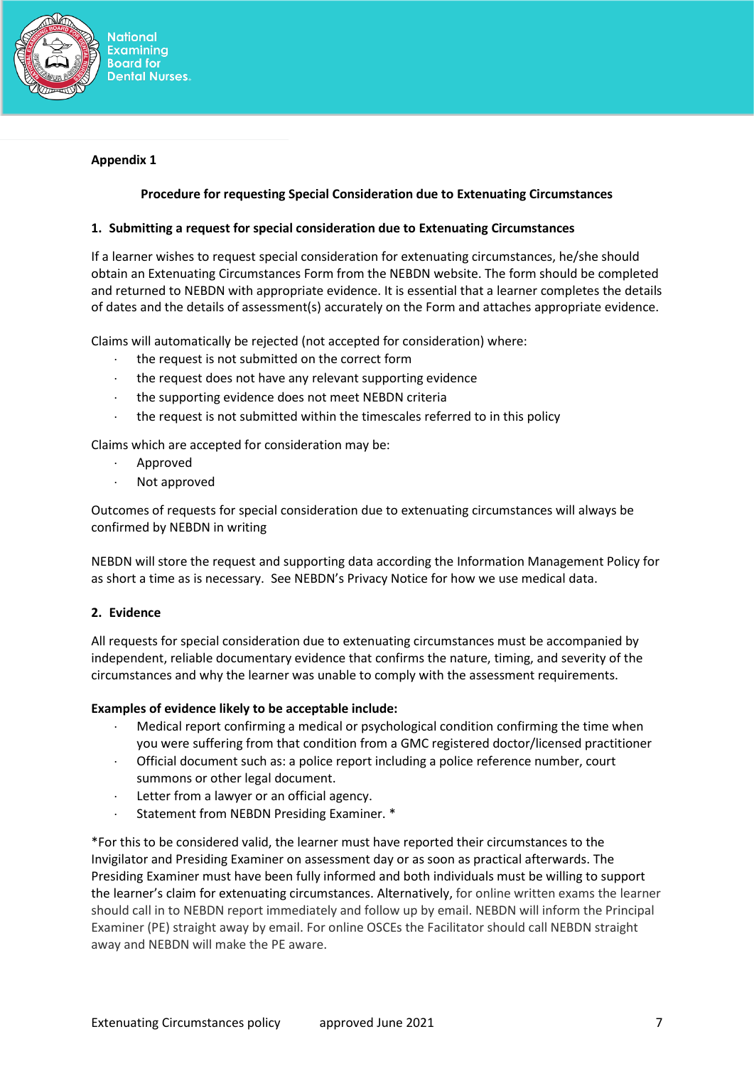**Appendix 1**

**Procedure for requesting Special Consideration due to Extenuating Circumstances**

**1. Submitting a request for special consideration due to Extenuating Circumstances**

If a learner wishes to request special consideration for extenuating circumstances, he/she should obtain an Extenuating Circumstances Form from the NEBDN website. The form should be completed and returned to NEBDN with appropriate evidence. It is essential that a learner completes the details of dates and the details of assessment(s) accurately on the Form and attaches appropriate evidence.

Claims will automatically be rejected (not accepted for consideration) where:

- the request is not submitted on the correct form
- the request does not have any relevant supporting evidence
- the supporting evidence does not meet NEBDN criteria
- the request is not submitted within the timescales referred to in this policy

Claims which are accepted for consideration may be:

- Approved
- Not approved

Outcomes of requests for special consideration due to extenuating circumstances will always be confirmed by NEBDN in writing

NEBDN will store the request and supporting data according the Information Management Policy for as short a time as is necessary. See NEBDN's Privacy Notice for how we use medical data.

**2. Evidence**

All requests for special consideration due to extenuating circumstances must be accompanied by independent, reliable documentary evidence that confirms the nature, timing, and severity of the circumstances and why the learner was unable to comply with the assessment requirements.

**Examples of evidence likely to be acceptable include:**

- Medical report confirming a medical or psychological condition confirming the time when you were suffering from that condition from a GMC registered doctor/licensed practitioner
- Official document such as: a police report including a police reference number, court summons or other legal document.
- Letter from a lawyer or an official agency.
- Statement from NEBDN Presiding Examiner. *

*For this to be considered valid, the learner must have reported their circumstances to the Invigilator and Presiding Examiner on assessment day or as soon as practical afterwards. The Presiding Examiner must have been fully informed and both individuals must be willing to support the learner's claim for extenuating circumstances. Alternatively, for online written exams the learner should call in to NEBDN report immediately and follow up by email. NEBDN will inform the Principal Examiner (PE) straight away by email. For online OSCEs the Facilitator should call NEBDN straight away and NEBDN will make the PE aware.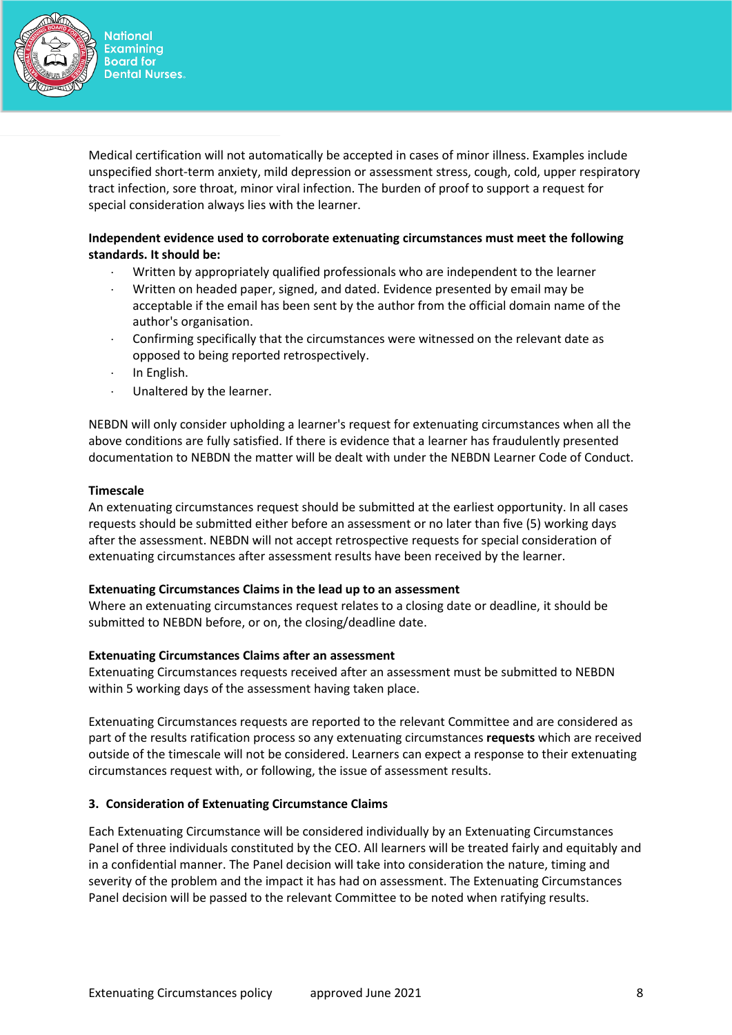Medical certification will not automatically be accepted in cases of minor illness. Examples include unspecified short-term anxiety, mild depression or assessment stress, cough, cold, upper respiratory tract infection, sore throat, minor viral infection. The burden of proof to support a request for special consideration always lies with the learner.

**Independent evidence used to corroborate extenuating circumstances must meet the following standards. It should be:**

- Written by appropriately qualified professionals who are independent to the learner
- Written on headed paper, signed, and dated. Evidence presented by email may be acceptable if the email has been sent by the author from the official domain name of the author's organisation.
- Confirming specifically that the circumstances were witnessed on the relevant date as opposed to being reported retrospectively.
- In English.
- Unaltered by the learner.

NEBDN will only consider upholding a learner's request for extenuating circumstances when all the above conditions are fully satisfied. If there is evidence that a learner has fraudulently presented documentation to NEBDN the matter will be dealt with under the NEBDN Learner Code of Conduct.

**Timescale**

An extenuating circumstances request should be submitted at the earliest opportunity. In all cases requests should be submitted either before an assessment or no later than five (5) working days after the assessment. NEBDN will not accept retrospective requests for special consideration of extenuating circumstances after assessment results have been received by the learner.

**Extenuating Circumstances Claims in the lead up to an assessment**

Where an extenuating circumstances request relates to a closing date or deadline, it should be submitted to NEBDN before, or on, the closing/deadline date.

**Extenuating Circumstances Claims after an assessment**

Extenuating Circumstances requests received after an assessment must be submitted to NEBDN within 5 working days of the assessment having taken place.

Extenuating Circumstances requests are reported to the relevant Committee and are considered as part of the results ratification process so any extenuating circumstances **requests** which are received outside of the timescale will not be considered. Learners can expect a response to their extenuating circumstances request with, or following, the issue of assessment results.

## 3. Consideration of Extenuating Circumstance Claims

Each Extenuating Circumstance will be considered individually by an Extenuating Circumstances Panel of three individuals constituted by the CEO. All learners will be treated fairly and equitably and in a confidential manner. The Panel decision will take into consideration the nature, timing and severity of the problem and the impact it has had on assessment. The Extenuating Circumstances Panel decision will be passed to the relevant Committee to be noted when ratifying results.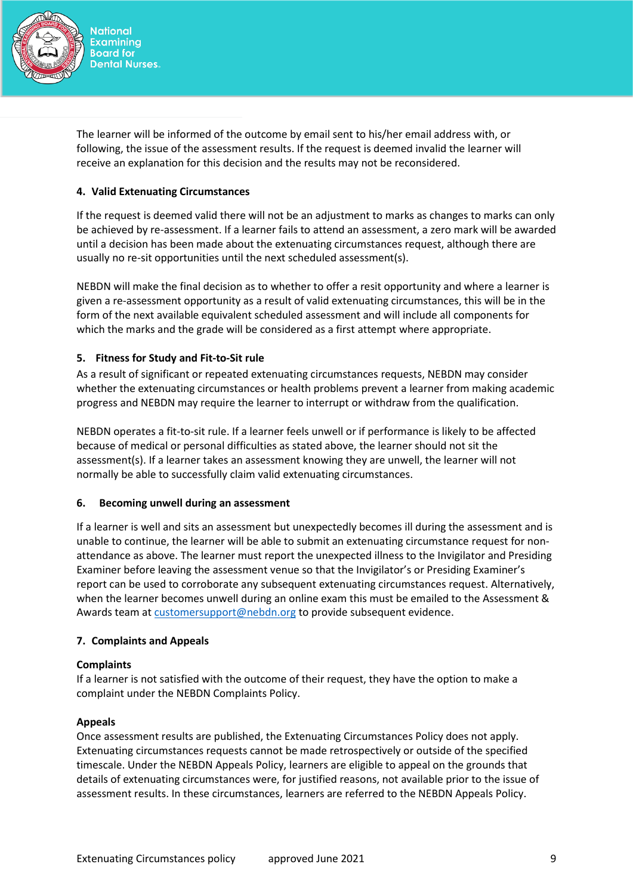The learner will be informed of the outcome by email sent to his/her email address with, or following, the issue of the assessment results. If the request is deemed invalid the learner will receive an explanation for this decision and the results may not be reconsidered.

## 4. Valid Extenuating Circumstances

If the request is deemed valid there will not be an adjustment to marks as changes to marks can only be achieved by re-assessment. If a learner fails to attend an assessment, a zero mark will be awarded until a decision has been made about the extenuating circumstances request, although there are usually no re-sit opportunities until the next scheduled assessment(s).

NEBDN will make the final decision as to whether to offer a resit opportunity and where a learner is given a re-assessment opportunity as a result of valid extenuating circumstances, this will be in the form of the next available equivalent scheduled assessment and will include all components for which the marks and the grade will be considered as a first attempt where appropriate.

## 5. Fitness for Study and Fit-to-Sit rule

As a result of significant or repeated extenuating circumstances requests, NEBDN may consider whether the extenuating circumstances or health problems prevent a learner from making academic progress and NEBDN may require the learner to interrupt or withdraw from the qualification.

NEBDN operates a fit-to-sit rule. If a learner feels unwell or if performance is likely to be affected because of medical or personal difficulties as stated above, the learner should not sit the assessment(s). If a learner takes an assessment knowing they are unwell, the learner will not normally be able to successfully claim valid extenuating circumstances.

## 6. Becoming unwell during an assessment

If a learner is well and sits an assessment but unexpectedly becomes ill during the assessment and is unable to continue, the learner will be able to submit an extenuating circumstance request for non-attendance as above. The learner must report the unexpected illness to the Invigilator and Presiding Examiner before leaving the assessment venue so that the Invigilator's or Presiding Examiner's report can be used to corroborate any subsequent extenuating circumstances request. Alternatively, when the learner becomes unwell during an online exam this must be emailed to the Assessment & Awards team at customersupport@nebdn.org to provide subsequent evidence.

## 7. Complaints and Appeals

**Complaints**

If a learner is not satisfied with the outcome of their request, they have the option to make a complaint under the NEBDN Complaints Policy.

**Appeals**

Once assessment results are published, the Extenuating Circumstances Policy does not apply. Extenuating circumstances requests cannot be made retrospectively or outside of the specified timescale. Under the NEBDN Appeals Policy, learners are eligible to appeal on the grounds that details of extenuating circumstances were, for justified reasons, not available prior to the issue of assessment results. In these circumstances, learners are referred to the NEBDN Appeals Policy.